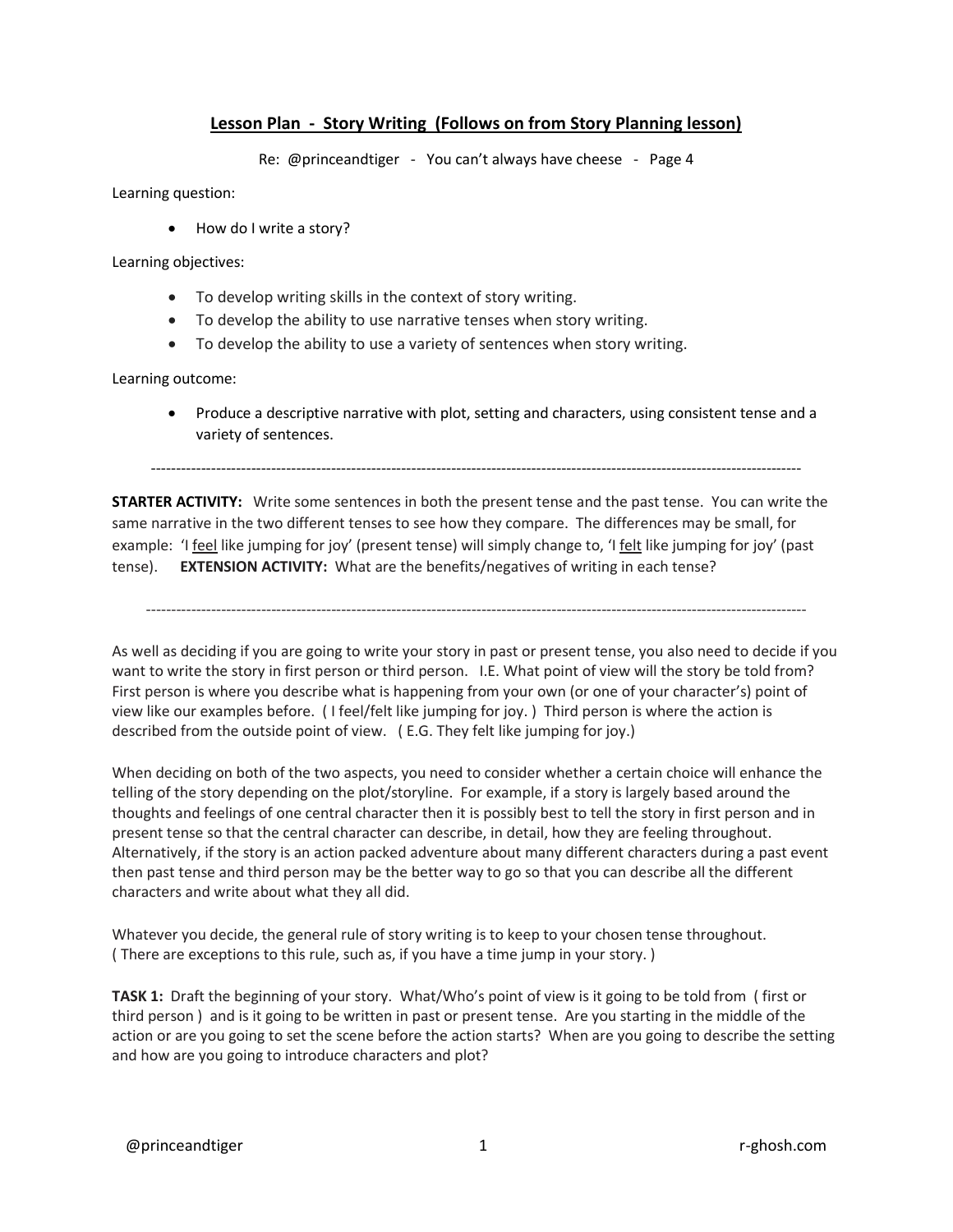# Lesson Plan - Story Writing (Follows on from Story Planning lesson)

Re: @princeandtiger - You can't always have cheese - Page 4

Learning question:

- How do I write a story?

Learning objectives:

- To develop writing skills in the context of story writing.
- To develop the ability to use narrative tenses when story writing.
- To develop the ability to use a variety of sentences when story writing.

Learning outcome:

- Produce a descriptive narrative with plot, setting and characters, using consistent tense and a variety of sentences.

---

**STARTER ACTIVITY:** Write some sentences in both the present tense and the past tense. You can write the same narrative in the two different tenses to see how they compare. The differences may be small, for example: 'I <u>feel</u> like jumping for joy' (present tense) will simply change to, 'I <u>felt</u> like jumping for joy' (past tense). **EXTENSION ACTIVITY:** What are the benefits/negatives of writing in each tense?

---

As well as deciding if you are going to write your story in past or present tense, you also need to decide if you want to write the story in first person or third person. I.E. What point of view will the story be told from? First person is where you describe what is happening from your own (or one of your character's) point of view like our examples before. ( I feel/felt like jumping for joy. ) Third person is where the action is described from the outside point of view. ( E.G. They felt like jumping for joy.)

When deciding on both of the two aspects, you need to consider whether a certain choice will enhance the telling of the story depending on the plot/storyline. For example, if a story is largely based around the thoughts and feelings of one central character then it is possibly best to tell the story in first person and in present tense so that the central character can describe, in detail, how they are feeling throughout. Alternatively, if the story is an action packed adventure about many different characters during a past event then past tense and third person may be the better way to go so that you can describe all the different characters and write about what they all did.

Whatever you decide, the general rule of story writing is to keep to your chosen tense throughout. ( There are exceptions to this rule, such as, if you have a time jump in your story. )

**TASK 1:** Draft the beginning of your story. What/Who's point of view is it going to be told from ( first or third person ) and is it going to be written in past or present tense. Are you starting in the middle of the action or are you going to set the scene before the action starts? When are you going to describe the setting and how are you going to introduce characters and plot?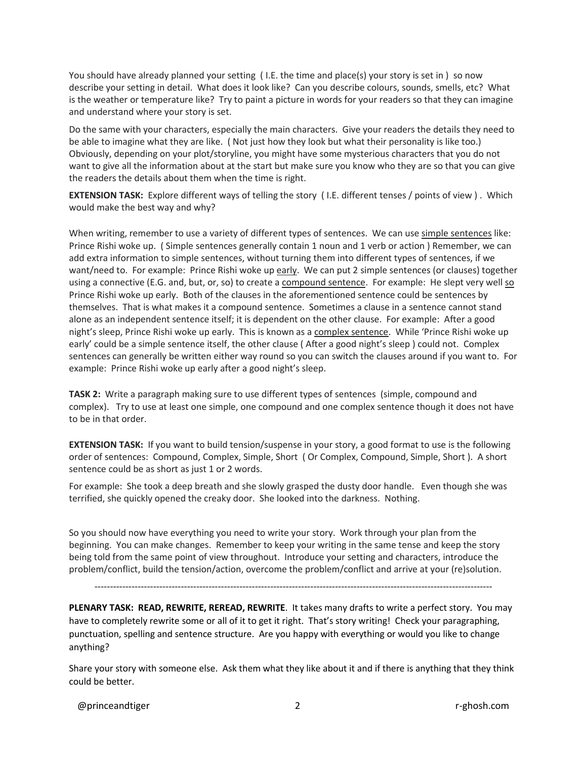You should have already planned your setting ( I.E. the time and place(s) your story is set in ) so now describe your setting in detail. What does it look like? Can you describe colours, sounds, smells, etc? What is the weather or temperature like? Try to paint a picture in words for your readers so that they can imagine and understand where your story is set.

Do the same with your characters, especially the main characters. Give your readers the details they need to be able to imagine what they are like. ( Not just how they look but what their personality is like too.) Obviously, depending on your plot/storyline, you might have some mysterious characters that you do not want to give all the information about at the start but make sure you know who they are so that you can give the readers the details about them when the time is right.

**EXTENSION TASK:** Explore different ways of telling the story ( I.E. different tenses / points of view ) . Which would make the best way and why?

When writing, remember to use a variety of different types of sentences. We can use <u>simple sentences</u> like: Prince Rishi woke up. ( Simple sentences generally contain 1 noun and 1 verb or action ) Remember, we can add extra information to simple sentences, without turning them into different types of sentences, if we want/need to. For example: Prince Rishi woke up <u>early</u>. We can put 2 simple sentences (or clauses) together using a connective (E.G. and, but, or, so) to create a <u>compound sentence</u>. For example: He slept very well <u>so</u> Prince Rishi woke up early. Both of the clauses in the aforementioned sentence could be sentences by themselves. That is what makes it a compound sentence. Sometimes a clause in a sentence cannot stand alone as an independent sentence itself; it is dependent on the other clause. For example: After a good night's sleep, Prince Rishi woke up early. This is known as a <u>complex sentence</u>. While 'Prince Rishi woke up early' could be a simple sentence itself, the other clause ( After a good night's sleep ) could not. Complex sentences can generally be written either way round so you can switch the clauses around if you want to. For example: Prince Rishi woke up early after a good night's sleep.

**TASK 2:** Write a paragraph making sure to use different types of sentences (simple, compound and complex). Try to use at least one simple, one compound and one complex sentence though it does not have to be in that order.

**EXTENSION TASK:** If you want to build tension/suspense in your story, a good format to use is the following order of sentences: Compound, Complex, Simple, Short ( Or Complex, Compound, Simple, Short ). A short sentence could be as short as just 1 or 2 words.

For example: She took a deep breath and she slowly grasped the dusty door handle. Even though she was terrified, she quickly opened the creaky door. She looked into the darkness. Nothing.

So you should now have everything you need to write your story. Work through your plan from the beginning. You can make changes. Remember to keep your writing in the same tense and keep the story being told from the same point of view throughout. Introduce your setting and characters, introduce the problem/conflict, build the tension/action, overcome the problem/conflict and arrive at your (re)solution.

---

**PLENARY TASK: READ, REWRITE, REREAD, REWRITE**. It takes many drafts to write a perfect story. You may have to completely rewrite some or all of it to get it right. That's story writing! Check your paragraphing, punctuation, spelling and sentence structure. Are you happy with everything or would you like to change anything?

Share your story with someone else. Ask them what they like about it and if there is anything that they think could be better.